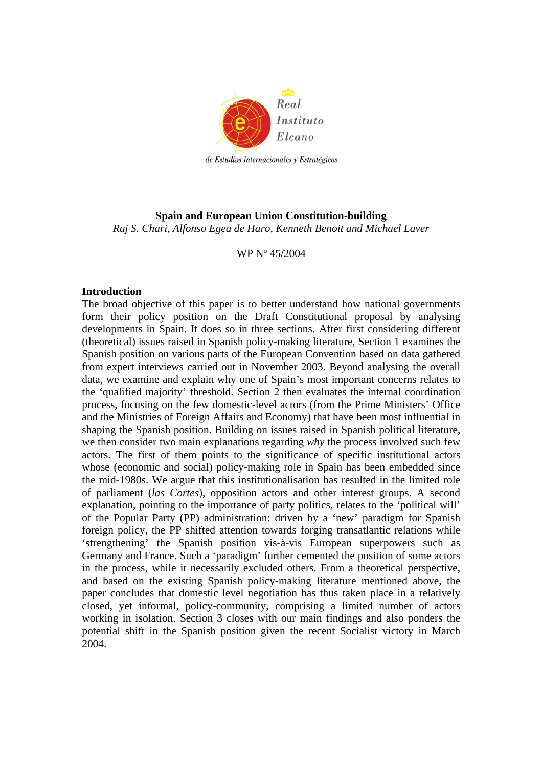Real Instituto Elcano

de Estudios Internacionales y Estratégicos

**Spain and European Union Constitution-building**

*Raj S. Chari, Alfonso Egea de Haro, Kenneth Benoit and Michael Laver*

WP Nº 45/2004

## Introduction

The broad objective of this paper is to better understand how national governments form their policy position on the Draft Constitutional proposal by analysing developments in Spain. It does so in three sections. After first considering different (theoretical) issues raised in Spanish policy-making literature, Section 1 examines the Spanish position on various parts of the European Convention based on data gathered from expert interviews carried out in November 2003. Beyond analysing the overall data, we examine and explain why one of Spain's most important concerns relates to the 'qualified majority' threshold. Section 2 then evaluates the internal coordination process, focusing on the few domestic-level actors (from the Prime Ministers' Office and the Ministries of Foreign Affairs and Economy) that have been most influential in shaping the Spanish position. Building on issues raised in Spanish political literature, we then consider two main explanations regarding *why* the process involved such few actors. The first of them points to the significance of specific institutional actors whose (economic and social) policy-making role in Spain has been embedded since the mid-1980s. We argue that this institutionalisation has resulted in the limited role of parliament (*las Cortes*), opposition actors and other interest groups. A second explanation, pointing to the importance of party politics, relates to the 'political will' of the Popular Party (PP) administration: driven by a 'new' paradigm for Spanish foreign policy, the PP shifted attention towards forging transatlantic relations while 'strengthening' the Spanish position vis-à-vis European superpowers such as Germany and France. Such a 'paradigm' further cemented the position of some actors in the process, while it necessarily excluded others. From a theoretical perspective, and based on the existing Spanish policy-making literature mentioned above, the paper concludes that domestic level negotiation has thus taken place in a relatively closed, yet informal, policy-community, comprising a limited number of actors working in isolation. Section 3 closes with our main findings and also ponders the potential shift in the Spanish position given the recent Socialist victory in March 2004.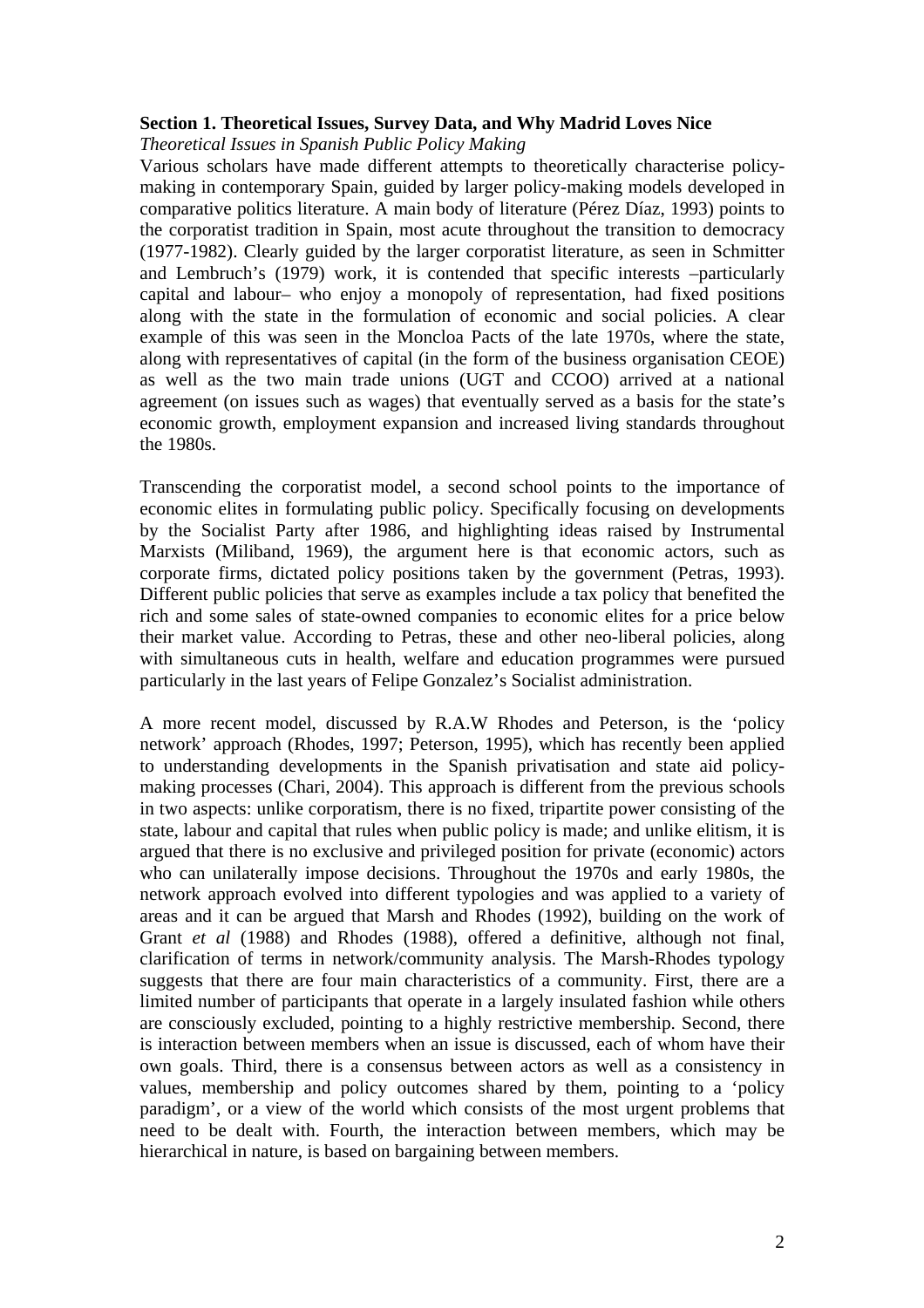## Section 1. Theoretical Issues, Survey Data, and Why Madrid Loves Nice

*Theoretical Issues in Spanish Public Policy Making*

Various scholars have made different attempts to theoretically characterise policy-making in contemporary Spain, guided by larger policy-making models developed in comparative politics literature. A main body of literature (Pérez Díaz, 1993) points to the corporatist tradition in Spain, most acute throughout the transition to democracy (1977-1982). Clearly guided by the larger corporatist literature, as seen in Schmitter and Lembruch's (1979) work, it is contended that specific interests –particularly capital and labour– who enjoy a monopoly of representation, had fixed positions along with the state in the formulation of economic and social policies. A clear example of this was seen in the Moncloa Pacts of the late 1970s, where the state, along with representatives of capital (in the form of the business organisation CEOE) as well as the two main trade unions (UGT and CCOO) arrived at a national agreement (on issues such as wages) that eventually served as a basis for the state's economic growth, employment expansion and increased living standards throughout the 1980s.

Transcending the corporatist model, a second school points to the importance of economic elites in formulating public policy. Specifically focusing on developments by the Socialist Party after 1986, and highlighting ideas raised by Instrumental Marxists (Miliband, 1969), the argument here is that economic actors, such as corporate firms, dictated policy positions taken by the government (Petras, 1993). Different public policies that serve as examples include a tax policy that benefited the rich and some sales of state-owned companies to economic elites for a price below their market value. According to Petras, these and other neo-liberal policies, along with simultaneous cuts in health, welfare and education programmes were pursued particularly in the last years of Felipe Gonzalez's Socialist administration.

A more recent model, discussed by R.A.W Rhodes and Peterson, is the 'policy network' approach (Rhodes, 1997; Peterson, 1995), which has recently been applied to understanding developments in the Spanish privatisation and state aid policy-making processes (Chari, 2004). This approach is different from the previous schools in two aspects: unlike corporatism, there is no fixed, tripartite power consisting of the state, labour and capital that rules when public policy is made; and unlike elitism, it is argued that there is no exclusive and privileged position for private (economic) actors who can unilaterally impose decisions. Throughout the 1970s and early 1980s, the network approach evolved into different typologies and was applied to a variety of areas and it can be argued that Marsh and Rhodes (1992), building on the work of Grant *et al* (1988) and Rhodes (1988), offered a definitive, although not final, clarification of terms in network/community analysis. The Marsh-Rhodes typology suggests that there are four main characteristics of a community. First, there are a limited number of participants that operate in a largely insulated fashion while others are consciously excluded, pointing to a highly restrictive membership. Second, there is interaction between members when an issue is discussed, each of whom have their own goals. Third, there is a consensus between actors as well as a consistency in values, membership and policy outcomes shared by them, pointing to a 'policy paradigm', or a view of the world which consists of the most urgent problems that need to be dealt with. Fourth, the interaction between members, which may be hierarchical in nature, is based on bargaining between members.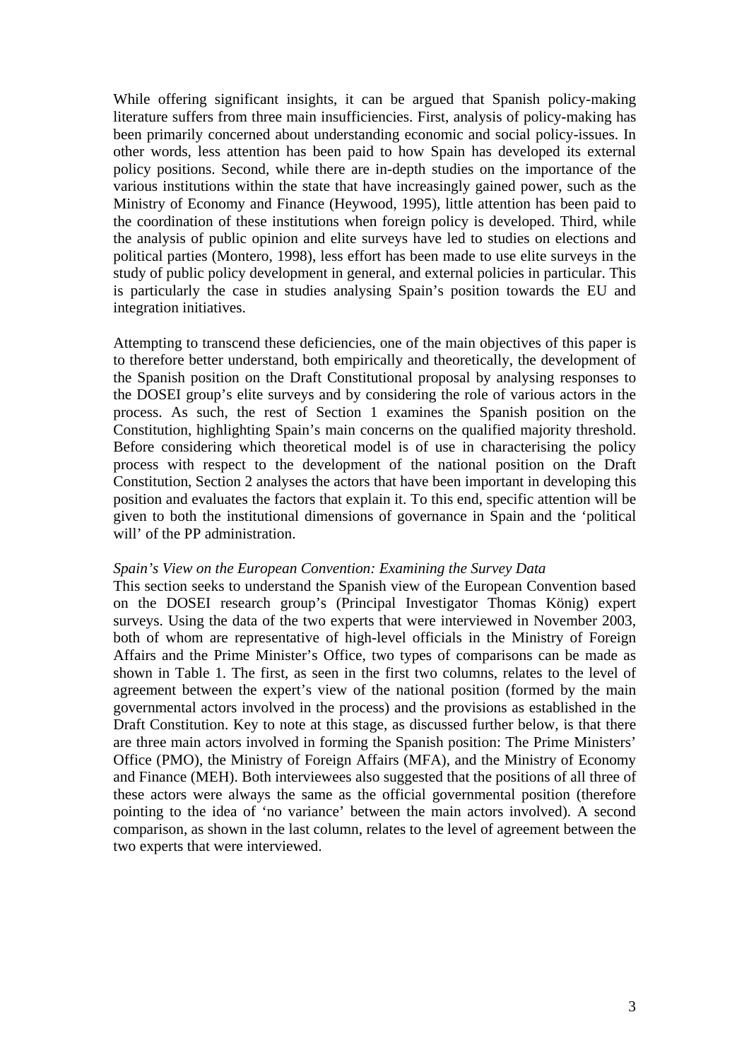While offering significant insights, it can be argued that Spanish policy-making literature suffers from three main insufficiencies. First, analysis of policy-making has been primarily concerned about understanding economic and social policy-issues. In other words, less attention has been paid to how Spain has developed its external policy positions. Second, while there are in-depth studies on the importance of the various institutions within the state that have increasingly gained power, such as the Ministry of Economy and Finance (Heywood, 1995), little attention has been paid to the coordination of these institutions when foreign policy is developed. Third, while the analysis of public opinion and elite surveys have led to studies on elections and political parties (Montero, 1998), less effort has been made to use elite surveys in the study of public policy development in general, and external policies in particular. This is particularly the case in studies analysing Spain's position towards the EU and integration initiatives.

Attempting to transcend these deficiencies, one of the main objectives of this paper is to therefore better understand, both empirically and theoretically, the development of the Spanish position on the Draft Constitutional proposal by analysing responses to the DOSEI group's elite surveys and by considering the role of various actors in the process. As such, the rest of Section 1 examines the Spanish position on the Constitution, highlighting Spain's main concerns on the qualified majority threshold. Before considering which theoretical model is of use in characterising the policy process with respect to the development of the national position on the Draft Constitution, Section 2 analyses the actors that have been important in developing this position and evaluates the factors that explain it. To this end, specific attention will be given to both the institutional dimensions of governance in Spain and the 'political will' of the PP administration.

*Spain's View on the European Convention: Examining the Survey Data*

This section seeks to understand the Spanish view of the European Convention based on the DOSEI research group's (Principal Investigator Thomas König) expert surveys. Using the data of the two experts that were interviewed in November 2003, both of whom are representative of high-level officials in the Ministry of Foreign Affairs and the Prime Minister's Office, two types of comparisons can be made as shown in Table 1. The first, as seen in the first two columns, relates to the level of agreement between the expert's view of the national position (formed by the main governmental actors involved in the process) and the provisions as established in the Draft Constitution. Key to note at this stage, as discussed further below, is that there are three main actors involved in forming the Spanish position: The Prime Ministers' Office (PMO), the Ministry of Foreign Affairs (MFA), and the Ministry of Economy and Finance (MEH). Both interviewees also suggested that the positions of all three of these actors were always the same as the official governmental position (therefore pointing to the idea of 'no variance' between the main actors involved). A second comparison, as shown in the last column, relates to the level of agreement between the two experts that were interviewed.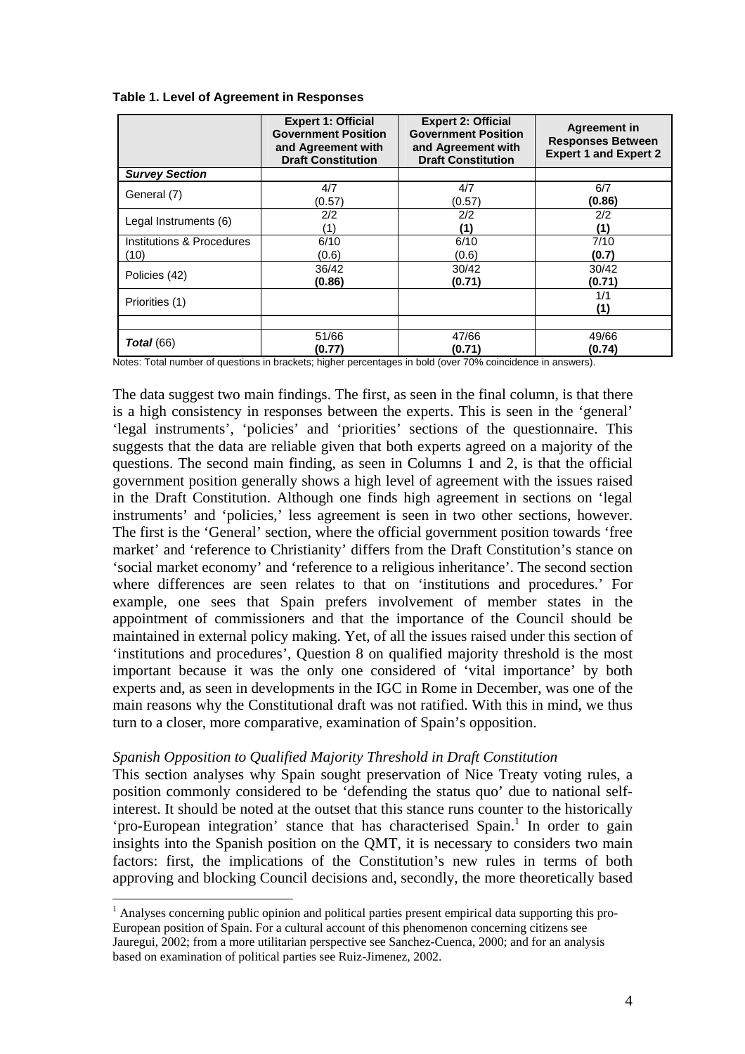**Table 1. Level of Agreement in Responses**

| | Expert 1: Official Government Position and Agreement with Draft Constitution | Expert 2: Official Government Position and Agreement with Draft Constitution | Agreement in Responses Between Expert 1 and Expert 2 |
|---|---|---|---|
| ***Survey Section*** | | | |
| General (7) | 4/7 (0.57) | 4/7 (0.57) | 6/7 **(0.86)** |
| Legal Instruments (6) | 2/2 (1) | 2/2 **(1)** | 2/2 **(1)** |
| Institutions & Procedures (10) | 6/10 (0.6) | 6/10 (0.6) | 7/10 **(0.7)** |
| Policies (42) | 36/42 **(0.86)** | 30/42 **(0.71)** | 30/42 **(0.71)** |
| Priorities (1) | | | 1/1 **(1)** |
| | | | |
| ***Total*** (66) | 51/66 **(0.77)** | 47/66 **(0.71)** | 49/66 **(0.74)** |

Notes: Total number of questions in brackets; higher percentages in bold (over 70% coincidence in answers).

The data suggest two main findings. The first, as seen in the final column, is that there is a high consistency in responses between the experts. This is seen in the 'general' 'legal instruments', 'policies' and 'priorities' sections of the questionnaire. This suggests that the data are reliable given that both experts agreed on a majority of the questions. The second main finding, as seen in Columns 1 and 2, is that the official government position generally shows a high level of agreement with the issues raised in the Draft Constitution. Although one finds high agreement in sections on 'legal instruments' and 'policies,' less agreement is seen in two other sections, however. The first is the 'General' section, where the official government position towards 'free market' and 'reference to Christianity' differs from the Draft Constitution's stance on 'social market economy' and 'reference to a religious inheritance'. The second section where differences are seen relates to that on 'institutions and procedures.' For example, one sees that Spain prefers involvement of member states in the appointment of commissioners and that the importance of the Council should be maintained in external policy making. Yet, of all the issues raised under this section of 'institutions and procedures', Question 8 on qualified majority threshold is the most important because it was the only one considered of 'vital importance' by both experts and, as seen in developments in the IGC in Rome in December, was one of the main reasons why the Constitutional draft was not ratified. With this in mind, we thus turn to a closer, more comparative, examination of Spain's opposition.

*Spanish Opposition to Qualified Majority Threshold in Draft Constitution*

This section analyses why Spain sought preservation of Nice Treaty voting rules, a position commonly considered to be 'defending the status quo' due to national self-interest. It should be noted at the outset that this stance runs counter to the historically 'pro-European integration' stance that has characterised Spain.[1] In order to gain insights into the Spanish position on the QMT, it is necessary to considers two main factors: first, the implications of the Constitution's new rules in terms of both approving and blocking Council decisions and, secondly, the more theoretically based

[1] Analyses concerning public opinion and political parties present empirical data supporting this pro-European position of Spain. For a cultural account of this phenomenon concerning citizens see Jauregui, 2002; from a more utilitarian perspective see Sanchez-Cuenca, 2000; and for an analysis based on examination of political parties see Ruiz-Jimenez, 2002.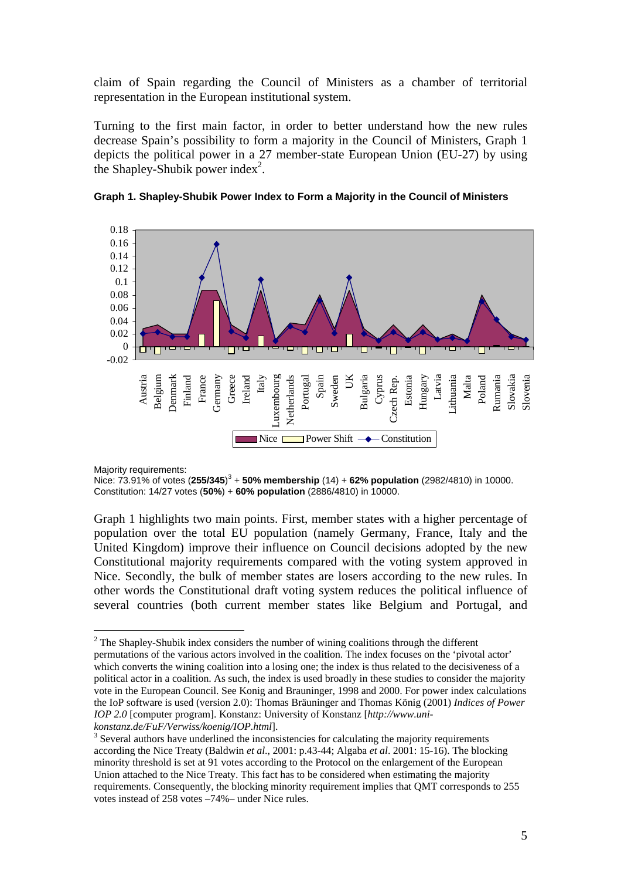claim of Spain regarding the Council of Ministers as a chamber of territorial representation in the European institutional system.

Turning to the first main factor, in order to better understand how the new rules decrease Spain's possibility to form a majority in the Council of Ministers, Graph 1 depicts the political power in a 27 member-state European Union (EU-27) by using the Shapley-Shubik power index[2].

**Graph 1. Shapley-Shubik Power Index to Form a Majority in the Council of Ministers**

Majority requirements:
Nice: 73.91% of votes (**255/345**)[3] + **50% membership** (14) + **62% population** (2982/4810) in 10000.
Constitution: 14/27 votes (**50%**) + **60% population** (2886/4810) in 10000.

Graph 1 highlights two main points. First, member states with a higher percentage of population over the total EU population (namely Germany, France, Italy and the United Kingdom) improve their influence on Council decisions adopted by the new Constitutional majority requirements compared with the voting system approved in Nice. Secondly, the bulk of member states are losers according to the new rules. In other words the Constitutional draft voting system reduces the political influence of several countries (both current member states like Belgium and Portugal, and

---

[2] The Shapley-Shubik index considers the number of wining coalitions through the different permutations of the various actors involved in the coalition. The index focuses on the 'pivotal actor' which converts the wining coalition into a losing one; the index is thus related to the decisiveness of a political actor in a coalition. As such, the index is used broadly in these studies to consider the majority vote in the European Council. See Konig and Brauninger, 1998 and 2000. For power index calculations the IoP software is used (version 2.0): Thomas Bräuninger and Thomas König (2001) *Indices of Power IOP 2.0* [computer program]. Konstanz: University of Konstanz [*http://www.uni-konstanz.de/FuF/Verwiss/koenig/IOP.html*].

[3] Several authors have underlined the inconsistencies for calculating the majority requirements according the Nice Treaty (Baldwin *et al.*, 2001: p.43-44; Algaba *et al*. 2001: 15-16). The blocking minority threshold is set at 91 votes according to the Protocol on the enlargement of the European Union attached to the Nice Treaty. This fact has to be considered when estimating the majority requirements. Consequently, the blocking minority requirement implies that QMT corresponds to 255 votes instead of 258 votes –74%– under Nice rules.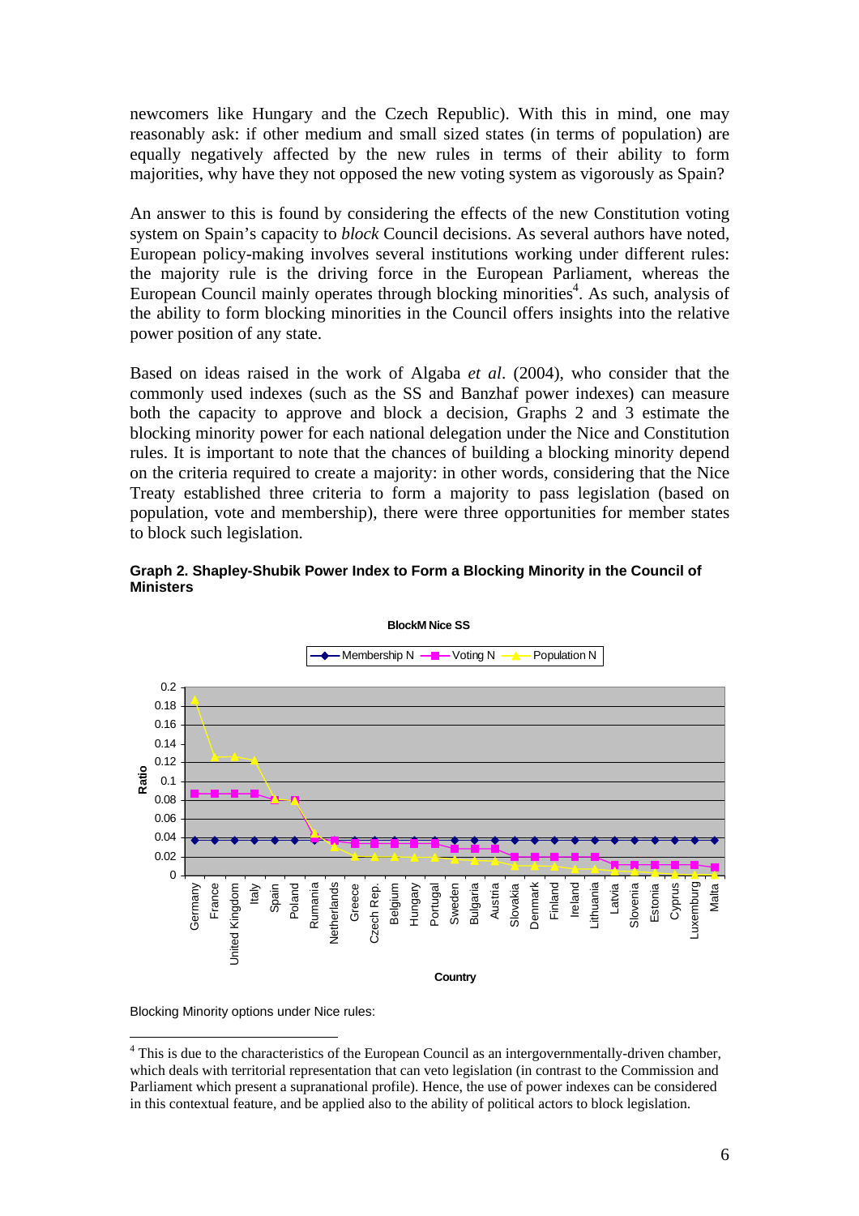newcomers like Hungary and the Czech Republic). With this in mind, one may reasonably ask: if other medium and small sized states (in terms of population) are equally negatively affected by the new rules in terms of their ability to form majorities, why have they not opposed the new voting system as vigorously as Spain?

An answer to this is found by considering the effects of the new Constitution voting system on Spain's capacity to *block* Council decisions. As several authors have noted, European policy-making involves several institutions working under different rules: the majority rule is the driving force in the European Parliament, whereas the European Council mainly operates through blocking minorities[4]. As such, analysis of the ability to form blocking minorities in the Council offers insights into the relative power position of any state.

Based on ideas raised in the work of Algaba *et al*. (2004), who consider that the commonly used indexes (such as the SS and Banzhaf power indexes) can measure both the capacity to approve and block a decision, Graphs 2 and 3 estimate the blocking minority power for each national delegation under the Nice and Constitution rules. It is important to note that the chances of building a blocking minority depend on the criteria required to create a majority: in other words, considering that the Nice Treaty established three criteria to form a majority to pass legislation (based on population, vote and membership), there were three opportunities for member states to block such legislation.

**Graph 2. Shapley-Shubik Power Index to Form a Blocking Minority in the Council of Ministers**

Blocking Minority options under Nice rules:

[4] This is due to the characteristics of the European Council as an intergovernmentally-driven chamber, which deals with territorial representation that can veto legislation (in contrast to the Commission and Parliament which present a supranational profile). Hence, the use of power indexes can be considered in this contextual feature, and be applied also to the ability of political actors to block legislation.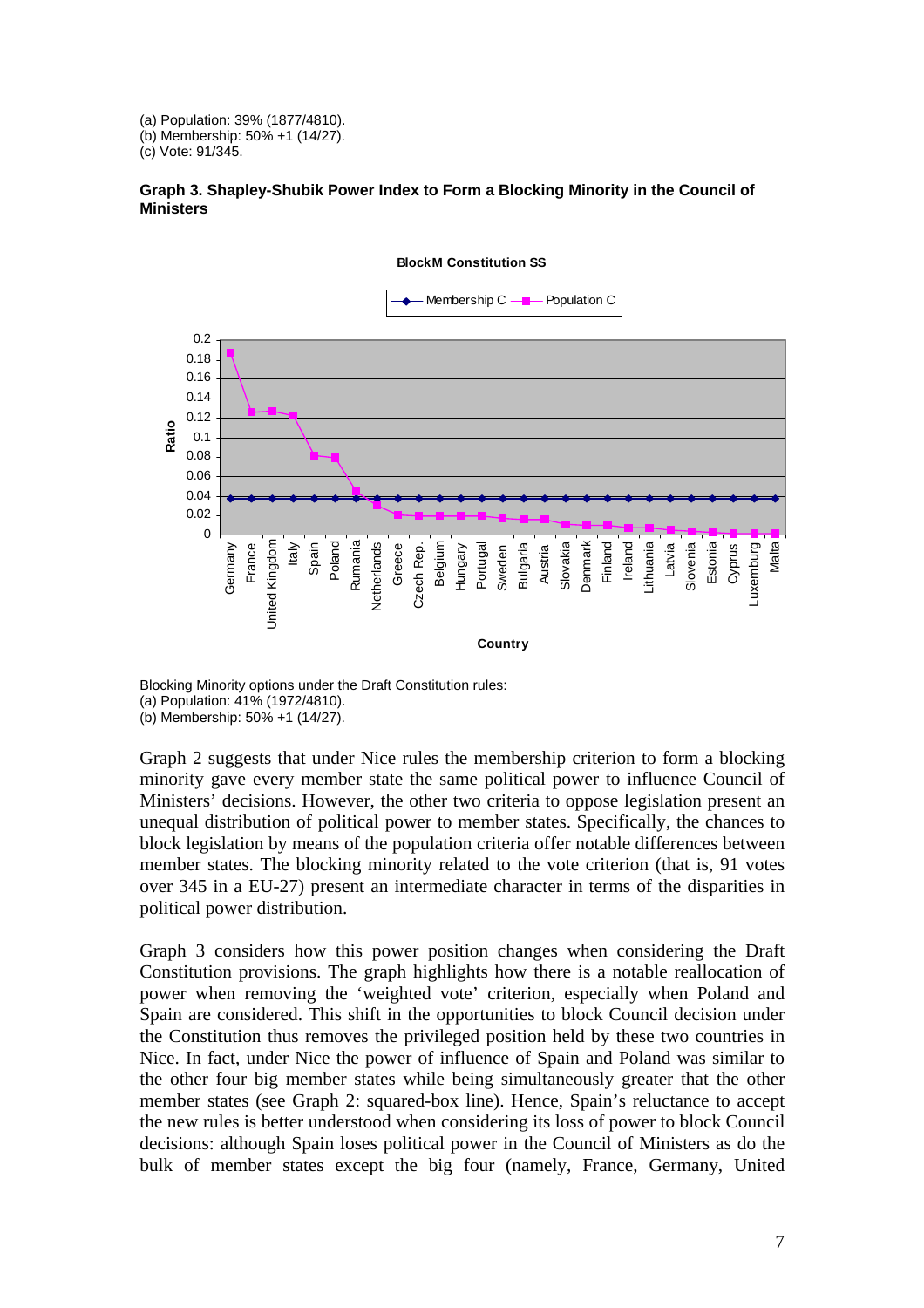(a) Population: 39% (1877/4810).
(b) Membership: 50% +1 (14/27).
(c) Vote: 91/345.

**Graph 3. Shapley-Shubik Power Index to Form a Blocking Minority in the Council of Ministers**

Blocking Minority options under the Draft Constitution rules:
(a) Population: 41% (1972/4810).
(b) Membership: 50% +1 (14/27).

Graph 2 suggests that under Nice rules the membership criterion to form a blocking minority gave every member state the same political power to influence Council of Ministers' decisions. However, the other two criteria to oppose legislation present an unequal distribution of political power to member states. Specifically, the chances to block legislation by means of the population criteria offer notable differences between member states. The blocking minority related to the vote criterion (that is, 91 votes over 345 in a EU-27) present an intermediate character in terms of the disparities in political power distribution.

Graph 3 considers how this power position changes when considering the Draft Constitution provisions. The graph highlights how there is a notable reallocation of power when removing the 'weighted vote' criterion, especially when Poland and Spain are considered. This shift in the opportunities to block Council decision under the Constitution thus removes the privileged position held by these two countries in Nice. In fact, under Nice the power of influence of Spain and Poland was similar to the other four big member states while being simultaneously greater that the other member states (see Graph 2: squared-box line). Hence, Spain's reluctance to accept the new rules is better understood when considering its loss of power to block Council decisions: although Spain loses political power in the Council of Ministers as do the bulk of member states except the big four (namely, France, Germany, United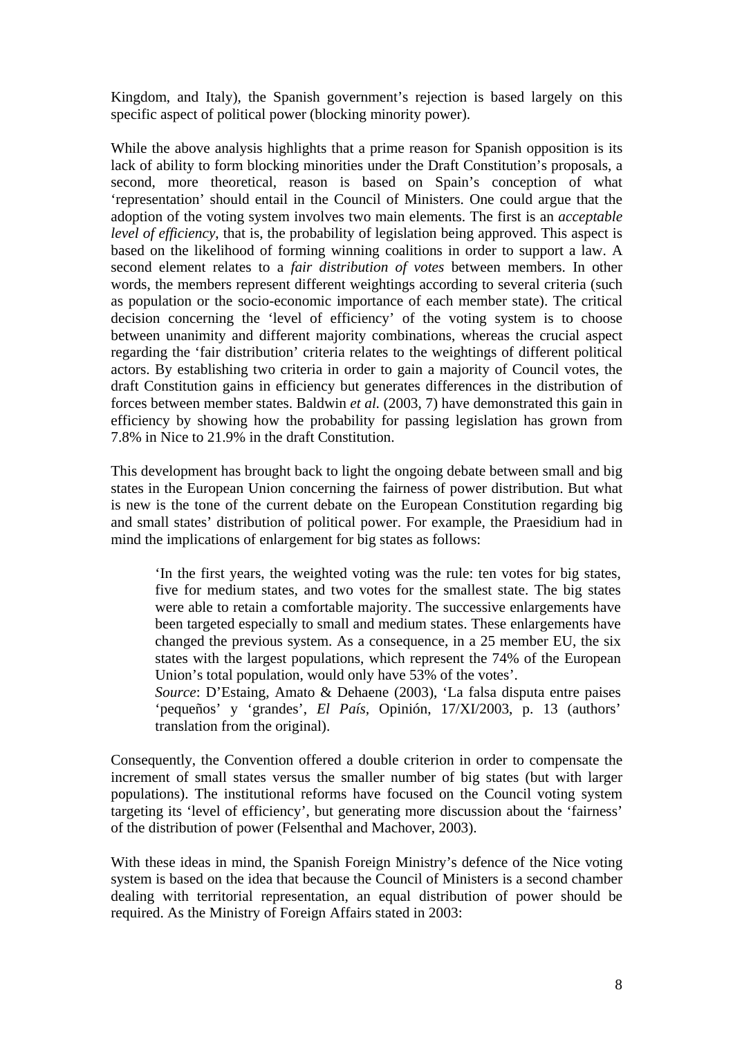Kingdom, and Italy), the Spanish government's rejection is based largely on this specific aspect of political power (blocking minority power).

While the above analysis highlights that a prime reason for Spanish opposition is its lack of ability to form blocking minorities under the Draft Constitution's proposals, a second, more theoretical, reason is based on Spain's conception of what 'representation' should entail in the Council of Ministers. One could argue that the adoption of the voting system involves two main elements. The first is an *acceptable level of efficiency*, that is, the probability of legislation being approved. This aspect is based on the likelihood of forming winning coalitions in order to support a law. A second element relates to a *fair distribution of votes* between members. In other words, the members represent different weightings according to several criteria (such as population or the socio-economic importance of each member state). The critical decision concerning the 'level of efficiency' of the voting system is to choose between unanimity and different majority combinations, whereas the crucial aspect regarding the 'fair distribution' criteria relates to the weightings of different political actors. By establishing two criteria in order to gain a majority of Council votes, the draft Constitution gains in efficiency but generates differences in the distribution of forces between member states. Baldwin *et al.* (2003, 7) have demonstrated this gain in efficiency by showing how the probability for passing legislation has grown from 7.8% in Nice to 21.9% in the draft Constitution.

This development has brought back to light the ongoing debate between small and big states in the European Union concerning the fairness of power distribution. But what is new is the tone of the current debate on the European Constitution regarding big and small states' distribution of political power. For example, the Praesidium had in mind the implications of enlargement for big states as follows:

> 'In the first years, the weighted voting was the rule: ten votes for big states, five for medium states, and two votes for the smallest state. The big states were able to retain a comfortable majority. The successive enlargements have been targeted especially to small and medium states. These enlargements have changed the previous system. As a consequence, in a 25 member EU, the six states with the largest populations, which represent the 74% of the European Union's total population, would only have 53% of the votes'.
> *Source*: D'Estaing, Amato & Dehaene (2003), 'La falsa disputa entre paises 'pequeños' y 'grandes', *El País*, Opinión, 17/XI/2003, p. 13 (authors' translation from the original).

Consequently, the Convention offered a double criterion in order to compensate the increment of small states versus the smaller number of big states (but with larger populations). The institutional reforms have focused on the Council voting system targeting its 'level of efficiency', but generating more discussion about the 'fairness' of the distribution of power (Felsenthal and Machover, 2003).

With these ideas in mind, the Spanish Foreign Ministry's defence of the Nice voting system is based on the idea that because the Council of Ministers is a second chamber dealing with territorial representation, an equal distribution of power should be required. As the Ministry of Foreign Affairs stated in 2003: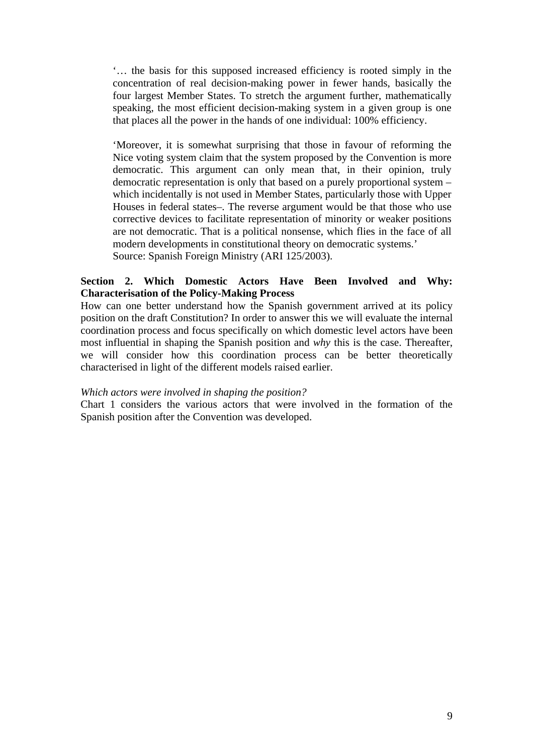> '… the basis for this supposed increased efficiency is rooted simply in the concentration of real decision-making power in fewer hands, basically the four largest Member States. To stretch the argument further, mathematically speaking, the most efficient decision-making system in a given group is one that places all the power in the hands of one individual: 100% efficiency.
>
> 'Moreover, it is somewhat surprising that those in favour of reforming the Nice voting system claim that the system proposed by the Convention is more democratic. This argument can only mean that, in their opinion, truly democratic representation is only that based on a purely proportional system – which incidentally is not used in Member States, particularly those with Upper Houses in federal states–. The reverse argument would be that those who use corrective devices to facilitate representation of minority or weaker positions are not democratic. That is a political nonsense, which flies in the face of all modern developments in constitutional theory on democratic systems.'
> Source: Spanish Foreign Ministry (ARI 125/2003).

**Section 2. Which Domestic Actors Have Been Involved and Why: Characterisation of the Policy-Making Process**

How can one better understand how the Spanish government arrived at its policy position on the draft Constitution? In order to answer this we will evaluate the internal coordination process and focus specifically on which domestic level actors have been most influential in shaping the Spanish position and *why* this is the case. Thereafter, we will consider how this coordination process can be better theoretically characterised in light of the different models raised earlier.

*Which actors were involved in shaping the position?*

Chart 1 considers the various actors that were involved in the formation of the Spanish position after the Convention was developed.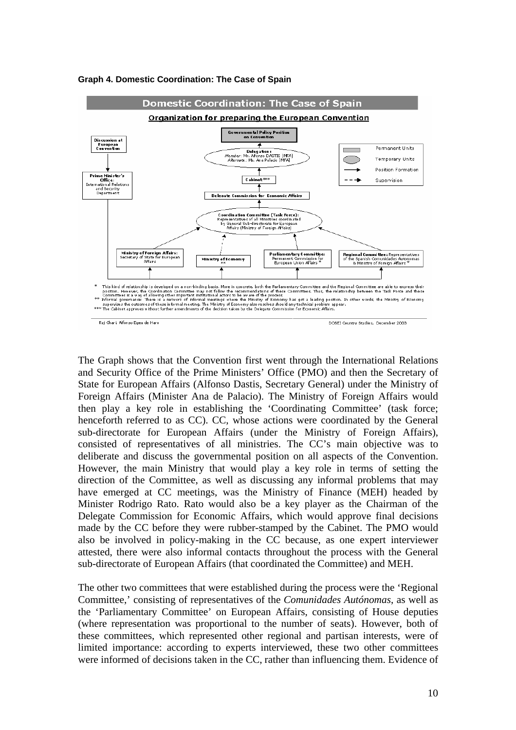**Graph 4. Domestic Coordination: The Case of Spain**

**Domestic Coordination: The Case of Spain**

Organization for preparing the European Convention

Governmental Policy Position on Convention

Discussion at European Convention

Delegation: Member: Mr. Alfonso DASTIS [MFA] Alternate: Ms. Ana Palacio [MFA]

Permanent Units

Temporary Units

Position Formation

Supervision

Prime Minister's Office: International Relations and Security Department

Cabinet***

Delegate Commission for Economic Affairs

Coordination Committee (Task Force): Representatives of all Ministries coordinated by General Sub-directorate for European Affairs (Ministry of Foreign Affairs)

Ministry of Foreign Affairs: Secretary of State for European Affairs

Ministry of Economy **

Parliamentary Committee: Permanent Commission for European Union Affairs *

Regional Committee: Representatives of the Spanish Comunidades Autonomas & Ministry of Foreign Affairs *

\* This kind of relationship is developed on a non-binding basis. More in concrete, both the Parliamentary Committee and the Regional Committee are able to express their position. However, the Coordination Committee may not follow the recommendations of these Committees. Thus, the relationship between the Task Force and these Committees is a way of allowing other important institutional actors to be aware of the process.

\*\* Informal governance: There is a network of informal meetings where the Ministry of Economy has got a leading position. In other words, the Ministry of Economy supervises the outcomes of these informal meeting. The Ministry of Economy also resolves should any technical problem appear.

\*\*\* The Cabinet approves without further amendments of the decision taken by the Delegate Commission for Economic Affairs.

Raj Chari. Alfonso Egea de Haro — DOSEI Country Studies. December 2003

The Graph shows that the Convention first went through the International Relations and Security Office of the Prime Ministers' Office (PMO) and then the Secretary of State for European Affairs (Alfonso Dastis, Secretary General) under the Ministry of Foreign Affairs (Minister Ana de Palacio). The Ministry of Foreign Affairs would then play a key role in establishing the 'Coordinating Committee' (task force; henceforth referred to as CC). CC, whose actions were coordinated by the General sub-directorate for European Affairs (under the Ministry of Foreign Affairs), consisted of representatives of all ministries. The CC's main objective was to deliberate and discuss the governmental position on all aspects of the Convention. However, the main Ministry that would play a key role in terms of setting the direction of the Committee, as well as discussing any informal problems that may have emerged at CC meetings, was the Ministry of Finance (MEH) headed by Minister Rodrigo Rato. Rato would also be a key player as the Chairman of the Delegate Commission for Economic Affairs, which would approve final decisions made by the CC before they were rubber-stamped by the Cabinet. The PMO would also be involved in policy-making in the CC because, as one expert interviewer attested, there were also informal contacts throughout the process with the General sub-directorate of European Affairs (that coordinated the Committee) and MEH.

The other two committees that were established during the process were the 'Regional Committee,' consisting of representatives of the *Comunidades Autónomas*, as well as the 'Parliamentary Committee' on European Affairs, consisting of House deputies (where representation was proportional to the number of seats). However, both of these committees, which represented other regional and partisan interests, were of limited importance: according to experts interviewed, these two other committees were informed of decisions taken in the CC, rather than influencing them. Evidence of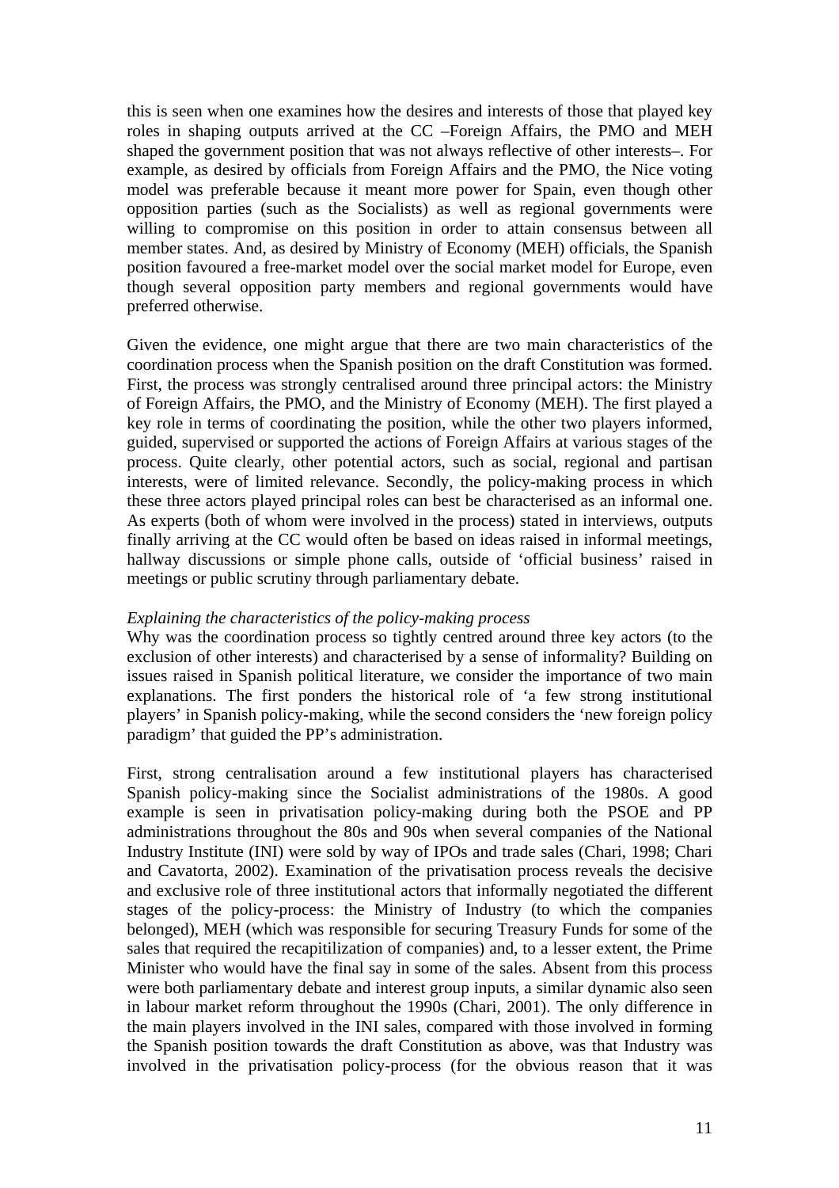this is seen when one examines how the desires and interests of those that played key roles in shaping outputs arrived at the CC –Foreign Affairs, the PMO and MEH shaped the government position that was not always reflective of other interests–. For example, as desired by officials from Foreign Affairs and the PMO, the Nice voting model was preferable because it meant more power for Spain, even though other opposition parties (such as the Socialists) as well as regional governments were willing to compromise on this position in order to attain consensus between all member states. And, as desired by Ministry of Economy (MEH) officials, the Spanish position favoured a free-market model over the social market model for Europe, even though several opposition party members and regional governments would have preferred otherwise.

Given the evidence, one might argue that there are two main characteristics of the coordination process when the Spanish position on the draft Constitution was formed. First, the process was strongly centralised around three principal actors: the Ministry of Foreign Affairs, the PMO, and the Ministry of Economy (MEH). The first played a key role in terms of coordinating the position, while the other two players informed, guided, supervised or supported the actions of Foreign Affairs at various stages of the process. Quite clearly, other potential actors, such as social, regional and partisan interests, were of limited relevance. Secondly, the policy-making process in which these three actors played principal roles can best be characterised as an informal one. As experts (both of whom were involved in the process) stated in interviews, outputs finally arriving at the CC would often be based on ideas raised in informal meetings, hallway discussions or simple phone calls, outside of 'official business' raised in meetings or public scrutiny through parliamentary debate.

*Explaining the characteristics of the policy-making process*

Why was the coordination process so tightly centred around three key actors (to the exclusion of other interests) and characterised by a sense of informality? Building on issues raised in Spanish political literature, we consider the importance of two main explanations. The first ponders the historical role of 'a few strong institutional players' in Spanish policy-making, while the second considers the 'new foreign policy paradigm' that guided the PP's administration.

First, strong centralisation around a few institutional players has characterised Spanish policy-making since the Socialist administrations of the 1980s. A good example is seen in privatisation policy-making during both the PSOE and PP administrations throughout the 80s and 90s when several companies of the National Industry Institute (INI) were sold by way of IPOs and trade sales (Chari, 1998; Chari and Cavatorta, 2002). Examination of the privatisation process reveals the decisive and exclusive role of three institutional actors that informally negotiated the different stages of the policy-process: the Ministry of Industry (to which the companies belonged), MEH (which was responsible for securing Treasury Funds for some of the sales that required the recapitilization of companies) and, to a lesser extent, the Prime Minister who would have the final say in some of the sales. Absent from this process were both parliamentary debate and interest group inputs, a similar dynamic also seen in labour market reform throughout the 1990s (Chari, 2001). The only difference in the main players involved in the INI sales, compared with those involved in forming the Spanish position towards the draft Constitution as above, was that Industry was involved in the privatisation policy-process (for the obvious reason that it was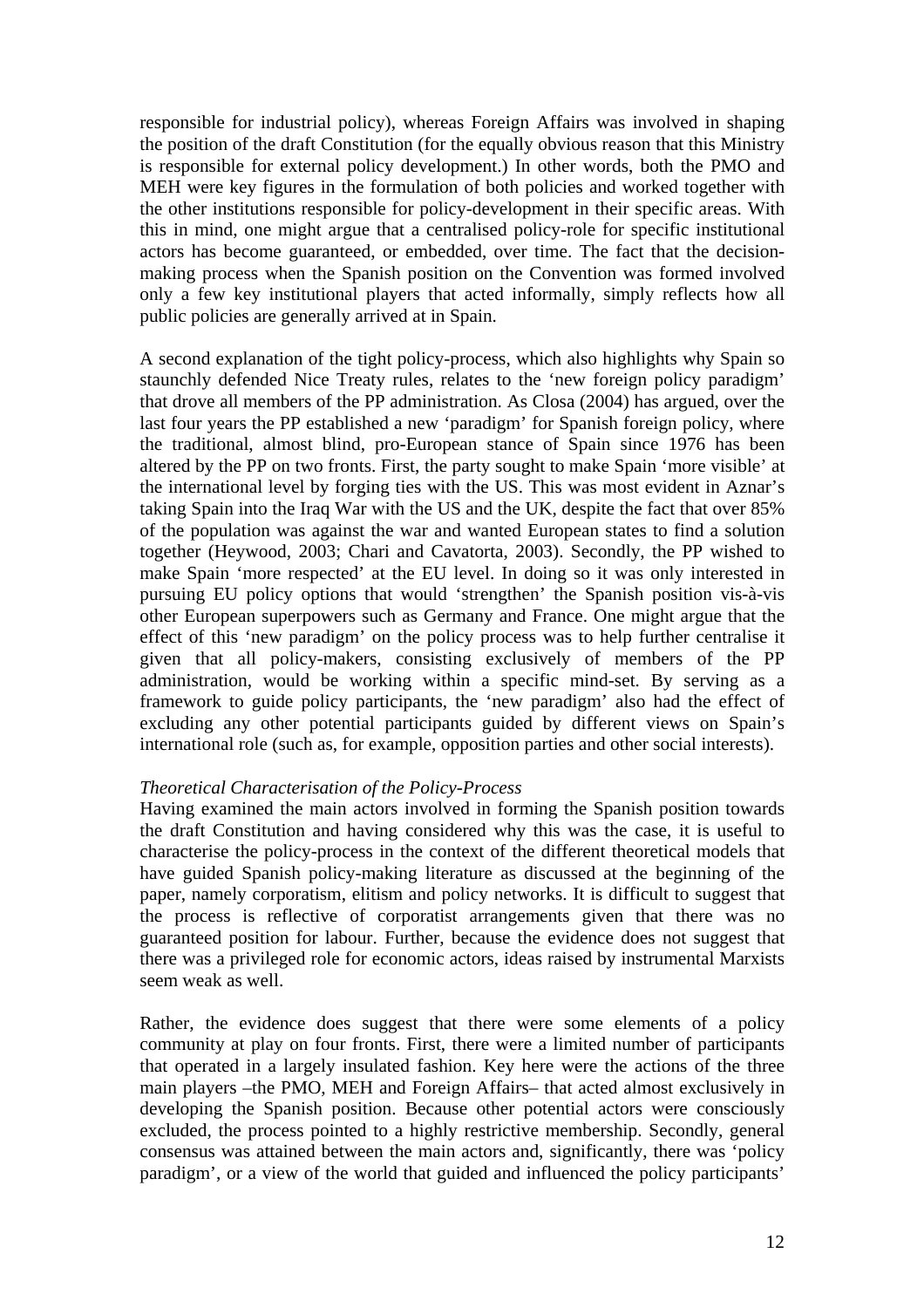responsible for industrial policy), whereas Foreign Affairs was involved in shaping the position of the draft Constitution (for the equally obvious reason that this Ministry is responsible for external policy development.) In other words, both the PMO and MEH were key figures in the formulation of both policies and worked together with the other institutions responsible for policy-development in their specific areas. With this in mind, one might argue that a centralised policy-role for specific institutional actors has become guaranteed, or embedded, over time. The fact that the decision-making process when the Spanish position on the Convention was formed involved only a few key institutional players that acted informally, simply reflects how all public policies are generally arrived at in Spain.

A second explanation of the tight policy-process, which also highlights why Spain so staunchly defended Nice Treaty rules, relates to the 'new foreign policy paradigm' that drove all members of the PP administration. As Closa (2004) has argued, over the last four years the PP established a new 'paradigm' for Spanish foreign policy, where the traditional, almost blind, pro-European stance of Spain since 1976 has been altered by the PP on two fronts. First, the party sought to make Spain 'more visible' at the international level by forging ties with the US. This was most evident in Aznar's taking Spain into the Iraq War with the US and the UK, despite the fact that over 85% of the population was against the war and wanted European states to find a solution together (Heywood, 2003; Chari and Cavatorta, 2003). Secondly, the PP wished to make Spain 'more respected' at the EU level. In doing so it was only interested in pursuing EU policy options that would 'strengthen' the Spanish position vis-à-vis other European superpowers such as Germany and France. One might argue that the effect of this 'new paradigm' on the policy process was to help further centralise it given that all policy-makers, consisting exclusively of members of the PP administration, would be working within a specific mind-set. By serving as a framework to guide policy participants, the 'new paradigm' also had the effect of excluding any other potential participants guided by different views on Spain's international role (such as, for example, opposition parties and other social interests).

*Theoretical Characterisation of the Policy-Process*

Having examined the main actors involved in forming the Spanish position towards the draft Constitution and having considered why this was the case, it is useful to characterise the policy-process in the context of the different theoretical models that have guided Spanish policy-making literature as discussed at the beginning of the paper, namely corporatism, elitism and policy networks. It is difficult to suggest that the process is reflective of corporatist arrangements given that there was no guaranteed position for labour. Further, because the evidence does not suggest that there was a privileged role for economic actors, ideas raised by instrumental Marxists seem weak as well.

Rather, the evidence does suggest that there were some elements of a policy community at play on four fronts. First, there were a limited number of participants that operated in a largely insulated fashion. Key here were the actions of the three main players –the PMO, MEH and Foreign Affairs– that acted almost exclusively in developing the Spanish position. Because other potential actors were consciously excluded, the process pointed to a highly restrictive membership. Secondly, general consensus was attained between the main actors and, significantly, there was 'policy paradigm', or a view of the world that guided and influenced the policy participants'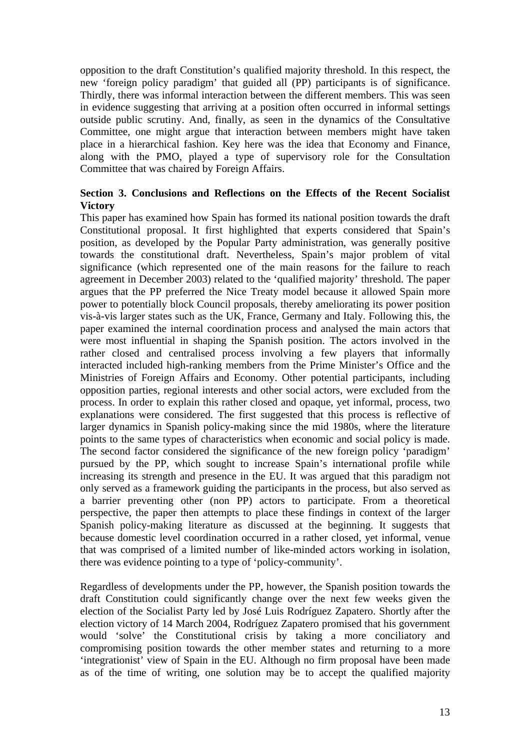opposition to the draft Constitution's qualified majority threshold. In this respect, the new 'foreign policy paradigm' that guided all (PP) participants is of significance. Thirdly, there was informal interaction between the different members. This was seen in evidence suggesting that arriving at a position often occurred in informal settings outside public scrutiny. And, finally, as seen in the dynamics of the Consultative Committee, one might argue that interaction between members might have taken place in a hierarchical fashion. Key here was the idea that Economy and Finance, along with the PMO, played a type of supervisory role for the Consultation Committee that was chaired by Foreign Affairs.

## Section 3. Conclusions and Reflections on the Effects of the Recent Socialist Victory

This paper has examined how Spain has formed its national position towards the draft Constitutional proposal. It first highlighted that experts considered that Spain's position, as developed by the Popular Party administration, was generally positive towards the constitutional draft. Nevertheless, Spain's major problem of vital significance (which represented one of the main reasons for the failure to reach agreement in December 2003) related to the 'qualified majority' threshold. The paper argues that the PP preferred the Nice Treaty model because it allowed Spain more power to potentially block Council proposals, thereby ameliorating its power position vis-à-vis larger states such as the UK, France, Germany and Italy. Following this, the paper examined the internal coordination process and analysed the main actors that were most influential in shaping the Spanish position. The actors involved in the rather closed and centralised process involving a few players that informally interacted included high-ranking members from the Prime Minister's Office and the Ministries of Foreign Affairs and Economy. Other potential participants, including opposition parties, regional interests and other social actors, were excluded from the process. In order to explain this rather closed and opaque, yet informal, process, two explanations were considered. The first suggested that this process is reflective of larger dynamics in Spanish policy-making since the mid 1980s, where the literature points to the same types of characteristics when economic and social policy is made. The second factor considered the significance of the new foreign policy 'paradigm' pursued by the PP, which sought to increase Spain's international profile while increasing its strength and presence in the EU. It was argued that this paradigm not only served as a framework guiding the participants in the process, but also served as a barrier preventing other (non PP) actors to participate. From a theoretical perspective, the paper then attempts to place these findings in context of the larger Spanish policy-making literature as discussed at the beginning. It suggests that because domestic level coordination occurred in a rather closed, yet informal, venue that was comprised of a limited number of like-minded actors working in isolation, there was evidence pointing to a type of 'policy-community'.

Regardless of developments under the PP, however, the Spanish position towards the draft Constitution could significantly change over the next few weeks given the election of the Socialist Party led by José Luis Rodríguez Zapatero. Shortly after the election victory of 14 March 2004, Rodríguez Zapatero promised that his government would 'solve' the Constitutional crisis by taking a more conciliatory and compromising position towards the other member states and returning to a more 'integrationist' view of Spain in the EU. Although no firm proposal have been made as of the time of writing, one solution may be to accept the qualified majority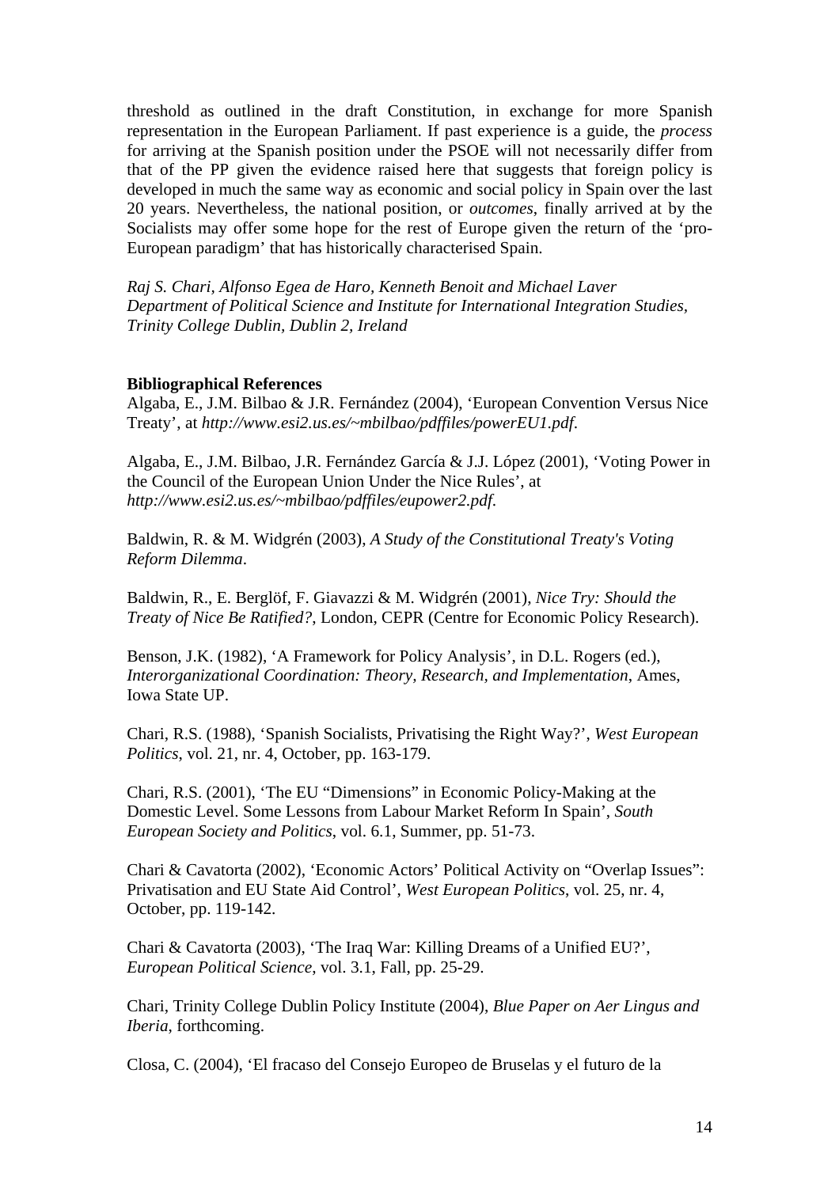threshold as outlined in the draft Constitution, in exchange for more Spanish representation in the European Parliament. If past experience is a guide, the *process* for arriving at the Spanish position under the PSOE will not necessarily differ from that of the PP given the evidence raised here that suggests that foreign policy is developed in much the same way as economic and social policy in Spain over the last 20 years. Nevertheless, the national position, or *outcomes*, finally arrived at by the Socialists may offer some hope for the rest of Europe given the return of the 'pro-European paradigm' that has historically characterised Spain.

*Raj S. Chari, Alfonso Egea de Haro, Kenneth Benoit and Michael Laver*
*Department of Political Science and Institute for International Integration Studies, Trinity College Dublin, Dublin 2, Ireland*

**Bibliographical References**

Algaba, E., J.M. Bilbao & J.R. Fernández (2004), 'European Convention Versus Nice Treaty', at *http://www.esi2.us.es/~mbilbao/pdffiles/powerEU1.pdf*.

Algaba, E., J.M. Bilbao, J.R. Fernández García & J.J. López (2001), 'Voting Power in the Council of the European Union Under the Nice Rules', at *http://www.esi2.us.es/~mbilbao/pdffiles/eupower2.pdf*.

Baldwin, R. & M. Widgrén (2003), *A Study of the Constitutional Treaty's Voting Reform Dilemma*.

Baldwin, R., E. Berglöf, F. Giavazzi & M. Widgrén (2001), *Nice Try: Should the Treaty of Nice Be Ratified?*, London, CEPR (Centre for Economic Policy Research).

Benson, J.K. (1982), 'A Framework for Policy Analysis', in D.L. Rogers (ed.), *Interorganizational Coordination: Theory, Research, and Implementation*, Ames, Iowa State UP.

Chari, R.S. (1988), 'Spanish Socialists, Privatising the Right Way?', *West European Politics*, vol. 21, nr. 4, October, pp. 163-179.

Chari, R.S. (2001), 'The EU "Dimensions" in Economic Policy-Making at the Domestic Level. Some Lessons from Labour Market Reform In Spain', *South European Society and Politics*, vol. 6.1, Summer, pp. 51-73.

Chari & Cavatorta (2002), 'Economic Actors' Political Activity on "Overlap Issues": Privatisation and EU State Aid Control', *West European Politics*, vol. 25, nr. 4, October, pp. 119-142.

Chari & Cavatorta (2003), 'The Iraq War: Killing Dreams of a Unified EU?', *European Political Science*, vol. 3.1, Fall, pp. 25-29.

Chari, Trinity College Dublin Policy Institute (2004), *Blue Paper on Aer Lingus and Iberia*, forthcoming.

Closa, C. (2004), 'El fracaso del Consejo Europeo de Bruselas y el futuro de la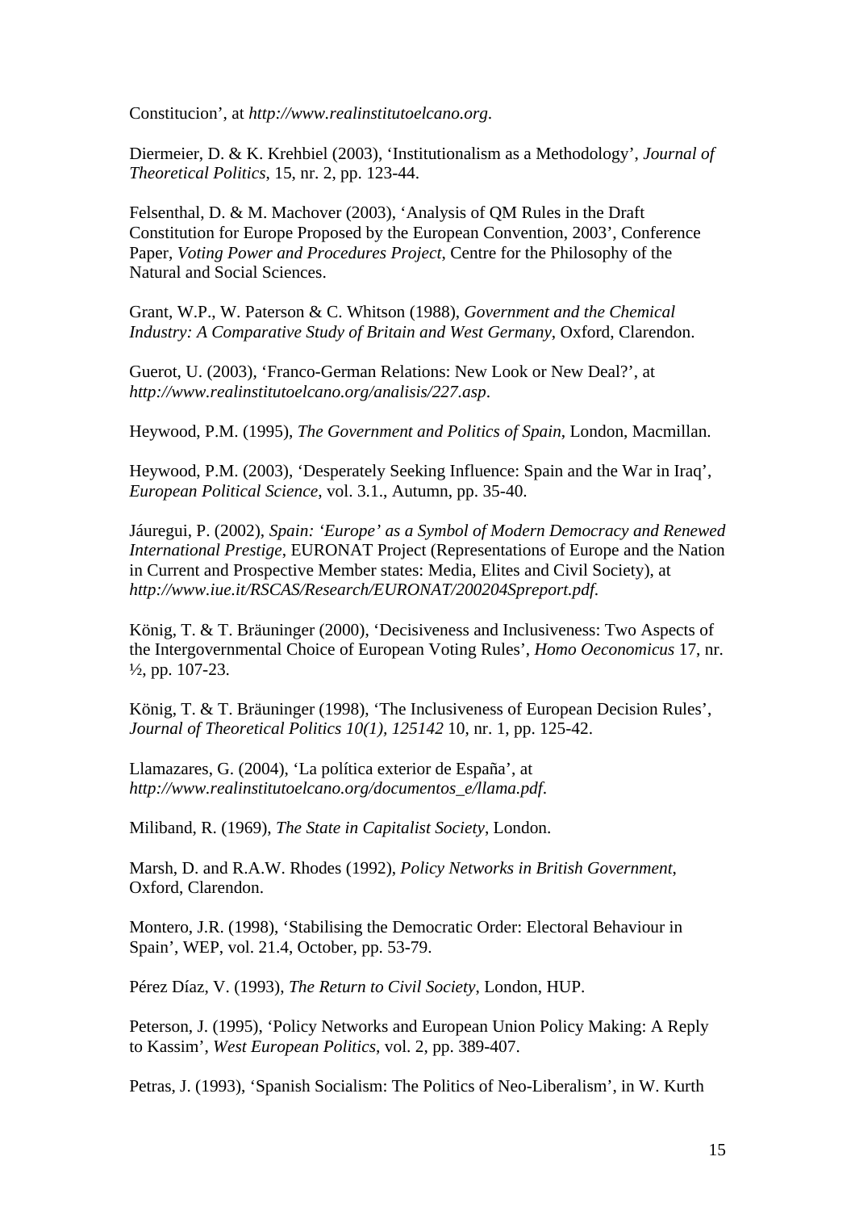Constitucion', at *http://www.realinstitutoelcano.org*.

Diermeier, D. & K. Krehbiel (2003), 'Institutionalism as a Methodology', *Journal of Theoretical Politics*, 15, nr. 2, pp. 123-44.

Felsenthal, D. & M. Machover (2003), 'Analysis of QM Rules in the Draft Constitution for Europe Proposed by the European Convention, 2003', Conference Paper, *Voting Power and Procedures Project*, Centre for the Philosophy of the Natural and Social Sciences.

Grant, W.P., W. Paterson & C. Whitson (1988), *Government and the Chemical Industry: A Comparative Study of Britain and West Germany*, Oxford, Clarendon.

Guerot, U. (2003), 'Franco-German Relations: New Look or New Deal?', at *http://www.realinstitutoelcano.org/analisis/227.asp*.

Heywood, P.M. (1995), *The Government and Politics of Spain*, London, Macmillan.

Heywood, P.M. (2003), 'Desperately Seeking Influence: Spain and the War in Iraq', *European Political Science*, vol. 3.1., Autumn, pp. 35-40.

Jáuregui, P. (2002), *Spain: 'Europe' as a Symbol of Modern Democracy and Renewed International Prestige*, EURONAT Project (Representations of Europe and the Nation in Current and Prospective Member states: Media, Elites and Civil Society), at *http://www.iue.it/RSCAS/Research/EURONAT/200204Spreport.pdf*.

König, T. & T. Bräuninger (2000), 'Decisiveness and Inclusiveness: Two Aspects of the Intergovernmental Choice of European Voting Rules', *Homo Oeconomicus* 17, nr. ½, pp. 107-23.

König, T. & T. Bräuninger (1998), 'The Inclusiveness of European Decision Rules', *Journal of Theoretical Politics 10(1), 125142* 10, nr. 1, pp. 125-42.

Llamazares, G. (2004), 'La política exterior de España', at *http://www.realinstitutoelcano.org/documentos_e/llama.pdf*.

Miliband, R. (1969), *The State in Capitalist Society*, London.

Marsh, D. and R.A.W. Rhodes (1992), *Policy Networks in British Government*, Oxford, Clarendon.

Montero, J.R. (1998), 'Stabilising the Democratic Order: Electoral Behaviour in Spain', WEP, vol. 21.4, October, pp. 53-79.

Pérez Díaz, V. (1993), *The Return to Civil Society*, London, HUP.

Peterson, J. (1995), 'Policy Networks and European Union Policy Making: A Reply to Kassim', *West European Politics*, vol. 2, pp. 389-407.

Petras, J. (1993), 'Spanish Socialism: The Politics of Neo-Liberalism', in W. Kurth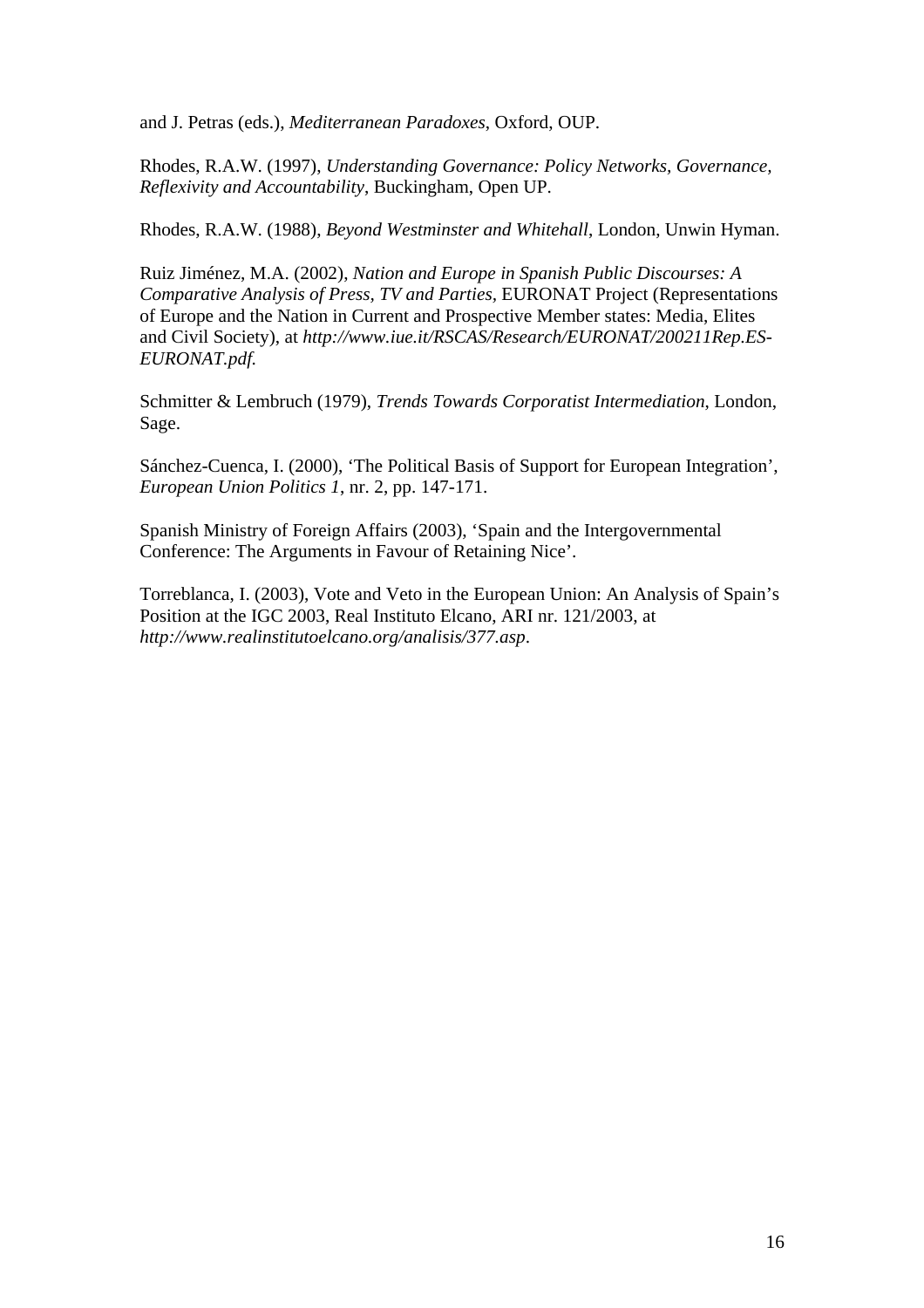and J. Petras (eds.), *Mediterranean Paradoxes*, Oxford, OUP.

Rhodes, R.A.W. (1997), *Understanding Governance: Policy Networks, Governance, Reflexivity and Accountability*, Buckingham, Open UP.

Rhodes, R.A.W. (1988), *Beyond Westminster and Whitehall*, London, Unwin Hyman.

Ruiz Jiménez, M.A. (2002), *Nation and Europe in Spanish Public Discourses: A Comparative Analysis of Press, TV and Parties*, EURONAT Project (Representations of Europe and the Nation in Current and Prospective Member states: Media, Elites and Civil Society), at *http://www.iue.it/RSCAS/Research/EURONAT/200211Rep.ES-EURONAT.pdf.*

Schmitter & Lembruch (1979), *Trends Towards Corporatist Intermediation*, London, Sage.

Sánchez-Cuenca, I. (2000), 'The Political Basis of Support for European Integration', *European Union Politics 1*, nr. 2, pp. 147-171.

Spanish Ministry of Foreign Affairs (2003), 'Spain and the Intergovernmental Conference: The Arguments in Favour of Retaining Nice'.

Torreblanca, I. (2003), Vote and Veto in the European Union: An Analysis of Spain's Position at the IGC 2003, Real Instituto Elcano, ARI nr. 121/2003, at *http://www.realinstitutoelcano.org/analisis/377.asp*.